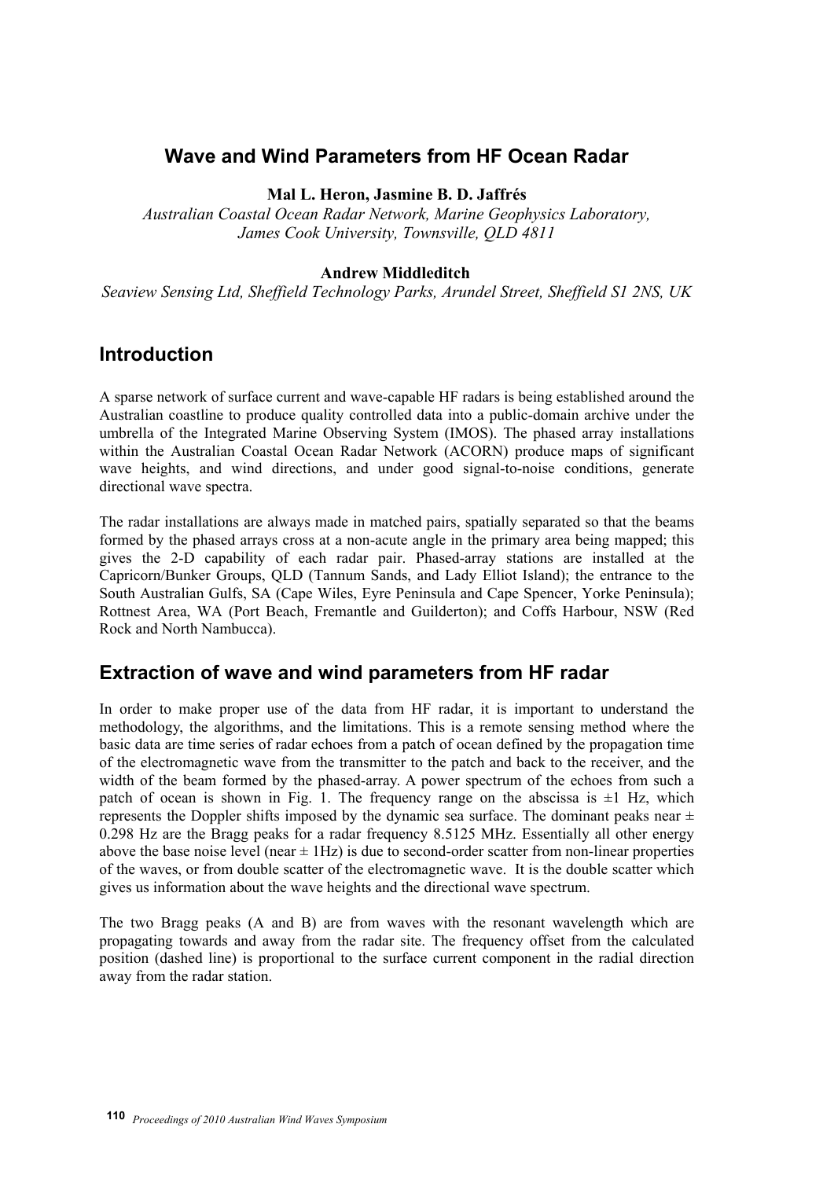# Wave and Wind Parameters from HF Ocean Radar

**Mal L. Heron, Jasmine B. D. Jaffrés**

*Australian Coastal Ocean Radar Network, Marine Geophysics Laboratory, James Cook University, Townsville, QLD 4811*

**Andrew Middleditch**

*Seaview Sensing Ltd, Sheffield Technology Parks, Arundel Street, Sheffield S1 2NS, UK*

## Introduction

A sparse network of surface current and wave-capable HF radars is being established around the Australian coastline to produce quality controlled data into a public-domain archive under the umbrella of the Integrated Marine Observing System (IMOS). The phased array installations within the Australian Coastal Ocean Radar Network (ACORN) produce maps of significant wave heights, and wind directions, and under good signal-to-noise conditions, generate directional wave spectra.

The radar installations are always made in matched pairs, spatially separated so that the beams formed by the phased arrays cross at a non-acute angle in the primary area being mapped; this gives the 2-D capability of each radar pair. Phased-array stations are installed at the Capricorn/Bunker Groups, QLD (Tannum Sands, and Lady Elliot Island); the entrance to the South Australian Gulfs, SA (Cape Wiles, Eyre Peninsula and Cape Spencer, Yorke Peninsula); Rottnest Area, WA (Port Beach, Fremantle and Guilderton); and Coffs Harbour, NSW (Red Rock and North Nambucca).

## Extraction of wave and wind parameters from HF radar

In order to make proper use of the data from HF radar, it is important to understand the methodology, the algorithms, and the limitations. This is a remote sensing method where the basic data are time series of radar echoes from a patch of ocean defined by the propagation time of the electromagnetic wave from the transmitter to the patch and back to the receiver, and the width of the beam formed by the phased-array. A power spectrum of the echoes from such a patch of ocean is shown in Fig. 1. The frequency range on the abscissa is ±1 Hz, which represents the Doppler shifts imposed by the dynamic sea surface. The dominant peaks near ± 0.298 Hz are the Bragg peaks for a radar frequency 8.5125 MHz. Essentially all other energy above the base noise level (near ± 1Hz) is due to second-order scatter from non-linear properties of the waves, or from double scatter of the electromagnetic wave. It is the double scatter which gives us information about the wave heights and the directional wave spectrum.

The two Bragg peaks (A and B) are from waves with the resonant wavelength which are propagating towards and away from the radar site. The frequency offset from the calculated position (dashed line) is proportional to the surface current component in the radial direction away from the radar station.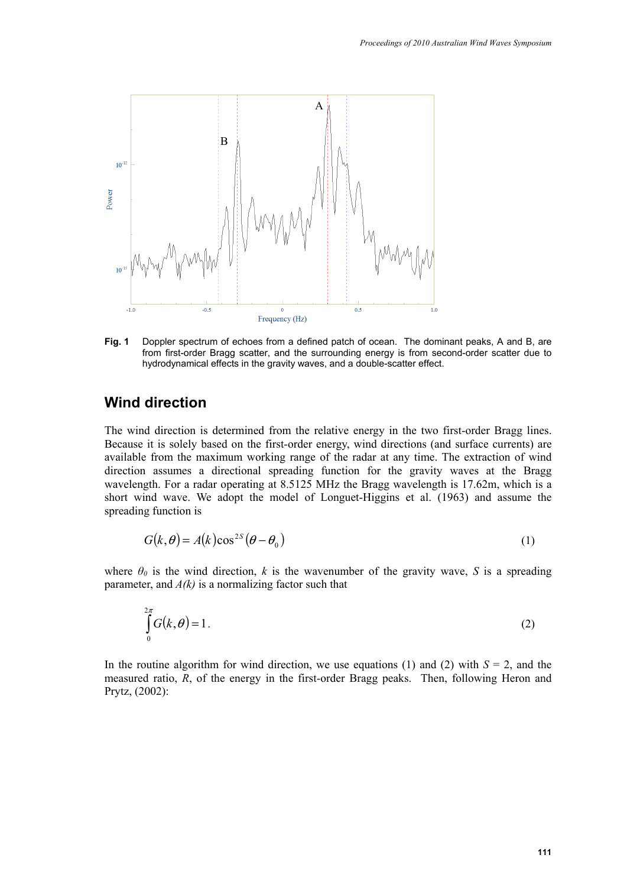**Fig. 1** Doppler spectrum of echoes from a defined patch of ocean. The dominant peaks, A and B, are from first-order Bragg scatter, and the surrounding energy is from second-order scatter due to hydrodynamical effects in the gravity waves, and a double-scatter effect.

## Wind direction

The wind direction is determined from the relative energy in the two first-order Bragg lines. Because it is solely based on the first-order energy, wind directions (and surface currents) are available from the maximum working range of the radar at any time. The extraction of wind direction assumes a directional spreading function for the gravity waves at the Bragg wavelength. For a radar operating at 8.5125 MHz the Bragg wavelength is 17.62m, which is a short wind wave. We adopt the model of Longuet-Higgins et al. (1963) and assume the spreading function is

$$G(k,\theta) = A(k)\cos^{2S}(\theta - \theta_0) \tag{1}$$

where $\theta_0$ is the wind direction, $k$ is the wavenumber of the gravity wave, $S$ is a spreading parameter, and $A(k)$ is a normalizing factor such that

$$\int_0^{2\pi} G(k,\theta) = 1. \tag{2}$$

In the routine algorithm for wind direction, we use equations (1) and (2) with $S = 2$, and the measured ratio, $R$, of the energy in the first-order Bragg peaks. Then, following Heron and Prytz, (2002):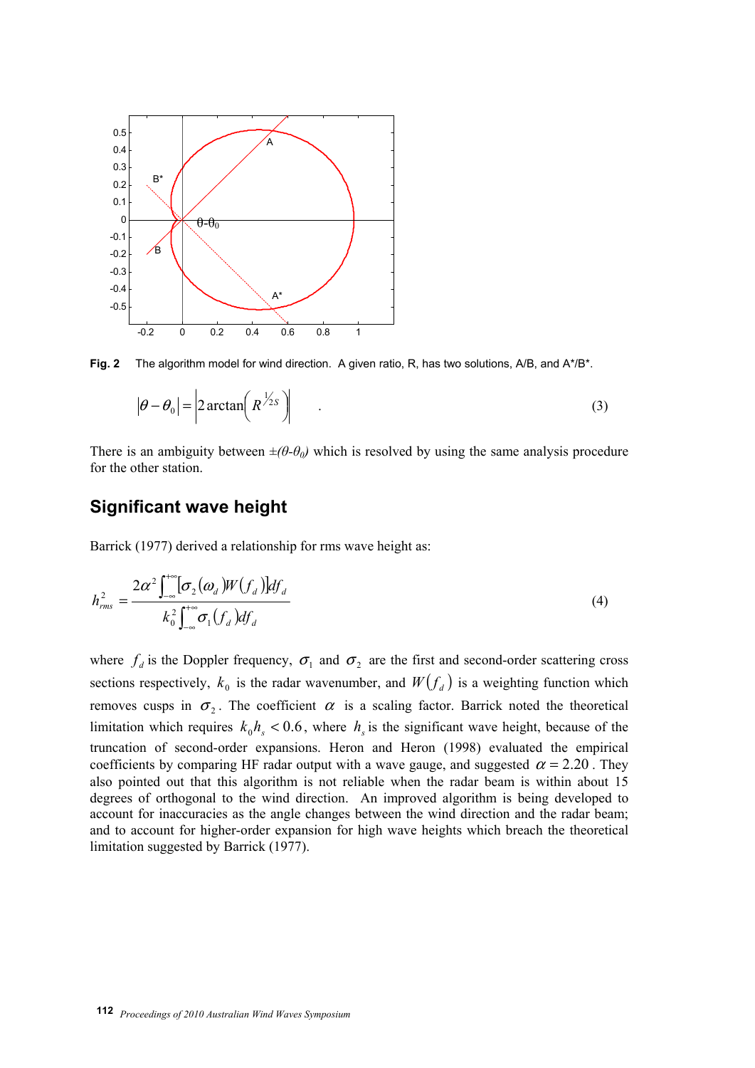**Fig. 2** The algorithm model for wind direction. A given ratio, R, has two solutions, A/B, and A*/B*.

$$|\theta - \theta_0| = \left| 2\arctan\left(R^{1/2S}\right) \right| \quad . \tag{3}$$

There is an ambiguity between $\pm(\theta\text{-}\theta_0)$ which is resolved by using the same analysis procedure for the other station.

## Significant wave height

Barrick (1977) derived a relationship for rms wave height as:

$$h_{rms}^2 = \frac{2\alpha^2 \int_{-\infty}^{+\infty} [\sigma_2(\omega_d) W(f_d)] df_d}{k_0^2 \int_{-\infty}^{+\infty} \sigma_1(f_d) df_d} \tag{4}$$

where $f_d$ is the Doppler frequency, $\sigma_1$ and $\sigma_2$ are the first and second-order scattering cross sections respectively, $k_0$ is the radar wavenumber, and $W(f_d)$ is a weighting function which removes cusps in $\sigma_2$. The coefficient $\alpha$ is a scaling factor. Barrick noted the theoretical limitation which requires $k_0 h_s < 0.6$, where $h_s$ is the significant wave height, because of the truncation of second-order expansions. Heron and Heron (1998) evaluated the empirical coefficients by comparing HF radar output with a wave gauge, and suggested $\alpha = 2.20$. They also pointed out that this algorithm is not reliable when the radar beam is within about 15 degrees of orthogonal to the wind direction. An improved algorithm is being developed to account for inaccuracies as the angle changes between the wind direction and the radar beam; and to account for higher-order expansion for high wave heights which breach the theoretical limitation suggested by Barrick (1977).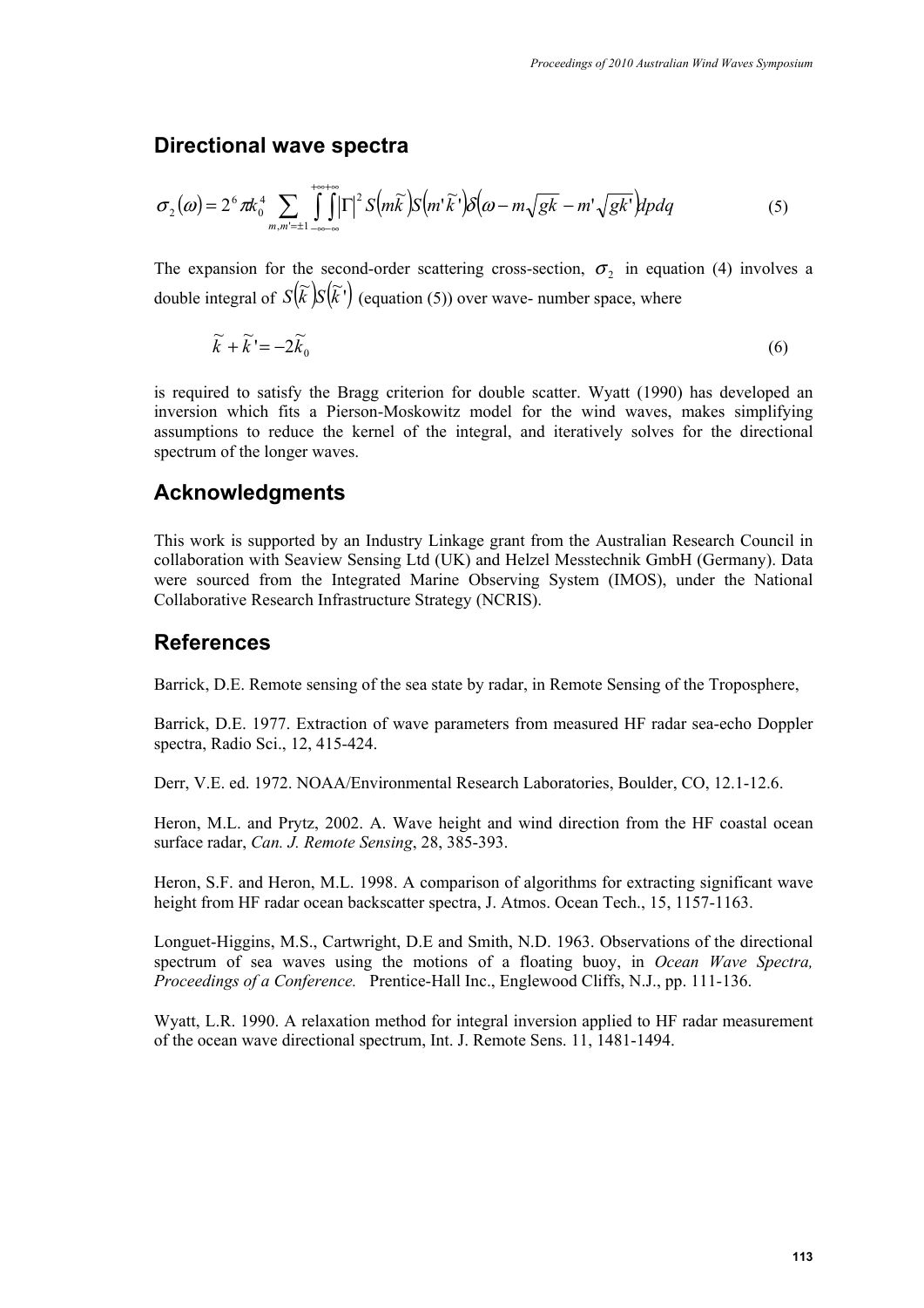## Directional wave spectra

$$\sigma_2(\omega) = 2^6 \pi k_0^4 \sum_{m,m'=\pm 1} \int_{-\infty}^{+\infty}\int_{-\infty}^{+\infty} |\Gamma|^2 S(m\tilde{k}) S(m'\tilde{k}') \delta\left(\omega - m\sqrt{gk} - m'\sqrt{gk'}\right) dp dq \tag{5}$$

The expansion for the second-order scattering cross-section, $\sigma_2$ in equation (4) involves a double integral of $S(\tilde{k})S(\tilde{k}')$ (equation (5)) over wave- number space, where

$$\tilde{k} + \tilde{k}' = -2\tilde{k}_0 \tag{6}$$

is required to satisfy the Bragg criterion for double scatter. Wyatt (1990) has developed an inversion which fits a Pierson-Moskowitz model for the wind waves, makes simplifying assumptions to reduce the kernel of the integral, and iteratively solves for the directional spectrum of the longer waves.

## Acknowledgments

This work is supported by an Industry Linkage grant from the Australian Research Council in collaboration with Seaview Sensing Ltd (UK) and Helzel Messtechnik GmbH (Germany). Data were sourced from the Integrated Marine Observing System (IMOS), under the National Collaborative Research Infrastructure Strategy (NCRIS).

## References

Barrick, D.E. Remote sensing of the sea state by radar, in Remote Sensing of the Troposphere,

Barrick, D.E. 1977. Extraction of wave parameters from measured HF radar sea-echo Doppler spectra, Radio Sci., 12, 415-424.

Derr, V.E. ed. 1972. NOAA/Environmental Research Laboratories, Boulder, CO, 12.1-12.6.

Heron, M.L. and Prytz, 2002. A. Wave height and wind direction from the HF coastal ocean surface radar, *Can. J. Remote Sensing*, 28, 385-393.

Heron, S.F. and Heron, M.L. 1998. A comparison of algorithms for extracting significant wave height from HF radar ocean backscatter spectra, J. Atmos. Ocean Tech., 15, 1157-1163.

Longuet-Higgins, M.S., Cartwright, D.E and Smith, N.D. 1963. Observations of the directional spectrum of sea waves using the motions of a floating buoy, in *Ocean Wave Spectra, Proceedings of a Conference.* Prentice-Hall Inc., Englewood Cliffs, N.J., pp. 111-136.

Wyatt, L.R. 1990. A relaxation method for integral inversion applied to HF radar measurement of the ocean wave directional spectrum, Int. J. Remote Sens. 11, 1481-1494.